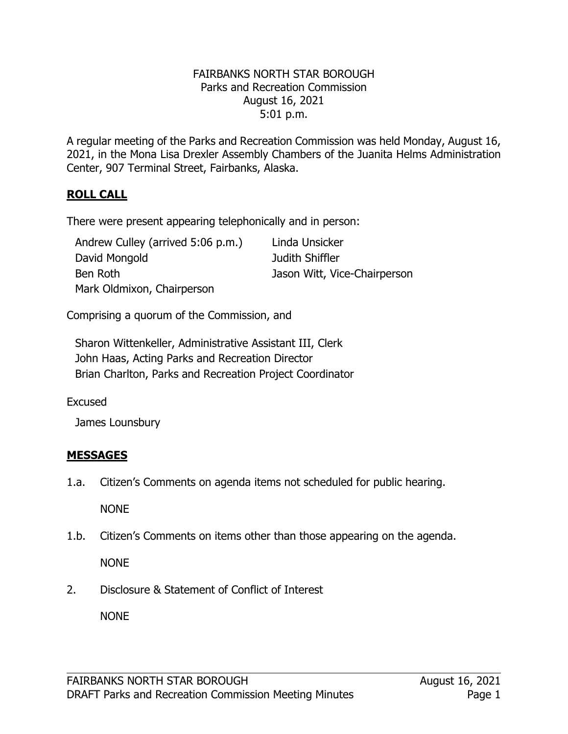FAIRBANKS NORTH STAR BOROUGH
Parks and Recreation Commission
August 16, 2021
5:01 p.m.

A regular meeting of the Parks and Recreation Commission was held Monday, August 16, 2021, in the Mona Lisa Drexler Assembly Chambers of the Juanita Helms Administration Center, 907 Terminal Street, Fairbanks, Alaska.

## **ROLL CALL**

There were present appearing telephonically and in person:

Andrew Culley (arrived 5:06 p.m.)
David Mongold
Ben Roth
Mark Oldmixon, Chairperson
Linda Unsicker
Judith Shiffler
Jason Witt, Vice-Chairperson

Comprising a quorum of the Commission, and

Sharon Wittenkeller, Administrative Assistant III, Clerk
John Haas, Acting Parks and Recreation Director
Brian Charlton, Parks and Recreation Project Coordinator

Excused

James Lounsbury

## **MESSAGES**

1.a. Citizen's Comments on agenda items not scheduled for public hearing.

NONE

1.b. Citizen's Comments on items other than those appearing on the agenda.

NONE

2. Disclosure & Statement of Conflict of Interest

NONE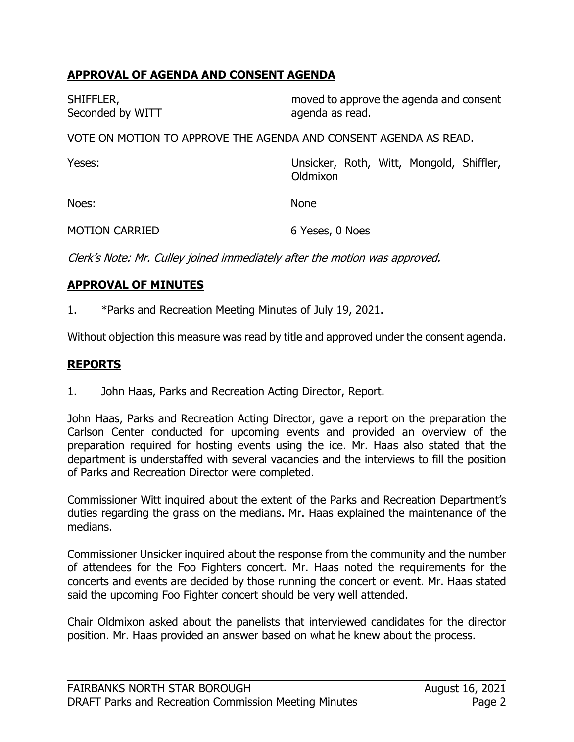## APPROVAL OF AGENDA AND CONSENT AGENDA

SHIFFLER,
Seconded by WITT

moved to approve the agenda and consent agenda as read.

VOTE ON MOTION TO APPROVE THE AGENDA AND CONSENT AGENDA AS READ.

| | |
|---|---|
| Yeses: | Unsicker, Roth, Witt, Mongold, Shiffler, Oldmixon |
| Noes: | None |
| MOTION CARRIED | 6 Yeses, 0 Noes |

*Clerk's Note: Mr. Culley joined immediately after the motion was approved.*

## APPROVAL OF MINUTES

1. *Parks and Recreation Meeting Minutes of July 19, 2021.

Without objection this measure was read by title and approved under the consent agenda.

## REPORTS

1. John Haas, Parks and Recreation Acting Director, Report.

John Haas, Parks and Recreation Acting Director, gave a report on the preparation the Carlson Center conducted for upcoming events and provided an overview of the preparation required for hosting events using the ice. Mr. Haas also stated that the department is understaffed with several vacancies and the interviews to fill the position of Parks and Recreation Director were completed.

Commissioner Witt inquired about the extent of the Parks and Recreation Department's duties regarding the grass on the medians. Mr. Haas explained the maintenance of the medians.

Commissioner Unsicker inquired about the response from the community and the number of attendees for the Foo Fighters concert. Mr. Haas noted the requirements for the concerts and events are decided by those running the concert or event. Mr. Haas stated said the upcoming Foo Fighter concert should be very well attended.

Chair Oldmixon asked about the panelists that interviewed candidates for the director position. Mr. Haas provided an answer based on what he knew about the process.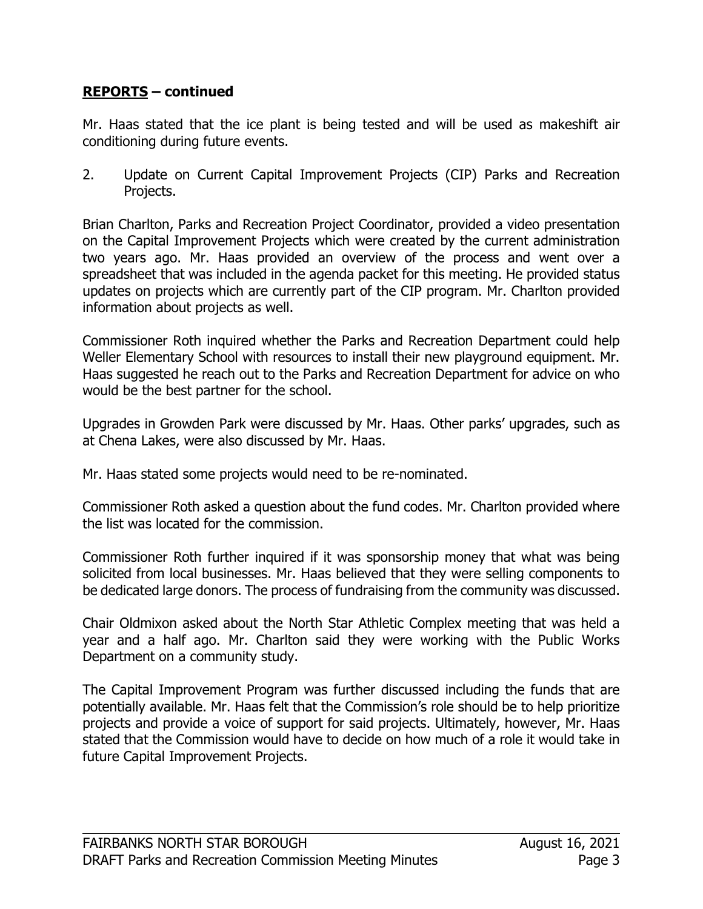## **REPORTS – continued**

Mr. Haas stated that the ice plant is being tested and will be used as makeshift air conditioning during future events.

2. Update on Current Capital Improvement Projects (CIP) Parks and Recreation Projects.

Brian Charlton, Parks and Recreation Project Coordinator, provided a video presentation on the Capital Improvement Projects which were created by the current administration two years ago. Mr. Haas provided an overview of the process and went over a spreadsheet that was included in the agenda packet for this meeting. He provided status updates on projects which are currently part of the CIP program. Mr. Charlton provided information about projects as well.

Commissioner Roth inquired whether the Parks and Recreation Department could help Weller Elementary School with resources to install their new playground equipment. Mr. Haas suggested he reach out to the Parks and Recreation Department for advice on who would be the best partner for the school.

Upgrades in Growden Park were discussed by Mr. Haas. Other parks' upgrades, such as at Chena Lakes, were also discussed by Mr. Haas.

Mr. Haas stated some projects would need to be re-nominated.

Commissioner Roth asked a question about the fund codes. Mr. Charlton provided where the list was located for the commission.

Commissioner Roth further inquired if it was sponsorship money that what was being solicited from local businesses. Mr. Haas believed that they were selling components to be dedicated large donors. The process of fundraising from the community was discussed.

Chair Oldmixon asked about the North Star Athletic Complex meeting that was held a year and a half ago. Mr. Charlton said they were working with the Public Works Department on a community study.

The Capital Improvement Program was further discussed including the funds that are potentially available. Mr. Haas felt that the Commission's role should be to help prioritize projects and provide a voice of support for said projects. Ultimately, however, Mr. Haas stated that the Commission would have to decide on how much of a role it would take in future Capital Improvement Projects.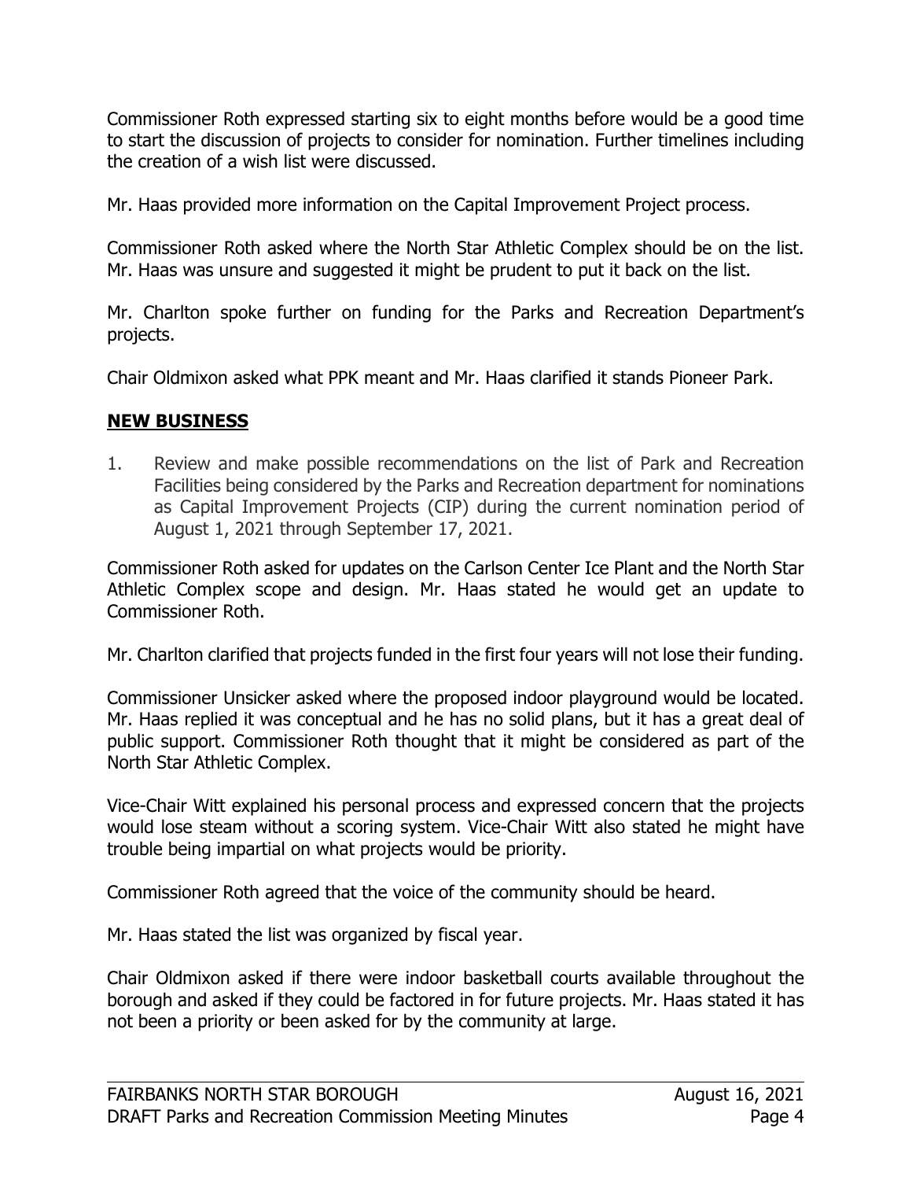Commissioner Roth expressed starting six to eight months before would be a good time to start the discussion of projects to consider for nomination. Further timelines including the creation of a wish list were discussed.

Mr. Haas provided more information on the Capital Improvement Project process.

Commissioner Roth asked where the North Star Athletic Complex should be on the list. Mr. Haas was unsure and suggested it might be prudent to put it back on the list.

Mr. Charlton spoke further on funding for the Parks and Recreation Department's projects.

Chair Oldmixon asked what PPK meant and Mr. Haas clarified it stands Pioneer Park.

## **NEW BUSINESS**

1. Review and make possible recommendations on the list of Park and Recreation Facilities being considered by the Parks and Recreation department for nominations as Capital Improvement Projects (CIP) during the current nomination period of August 1, 2021 through September 17, 2021.

Commissioner Roth asked for updates on the Carlson Center Ice Plant and the North Star Athletic Complex scope and design. Mr. Haas stated he would get an update to Commissioner Roth.

Mr. Charlton clarified that projects funded in the first four years will not lose their funding.

Commissioner Unsicker asked where the proposed indoor playground would be located. Mr. Haas replied it was conceptual and he has no solid plans, but it has a great deal of public support. Commissioner Roth thought that it might be considered as part of the North Star Athletic Complex.

Vice-Chair Witt explained his personal process and expressed concern that the projects would lose steam without a scoring system. Vice-Chair Witt also stated he might have trouble being impartial on what projects would be priority.

Commissioner Roth agreed that the voice of the community should be heard.

Mr. Haas stated the list was organized by fiscal year.

Chair Oldmixon asked if there were indoor basketball courts available throughout the borough and asked if they could be factored in for future projects. Mr. Haas stated it has not been a priority or been asked for by the community at large.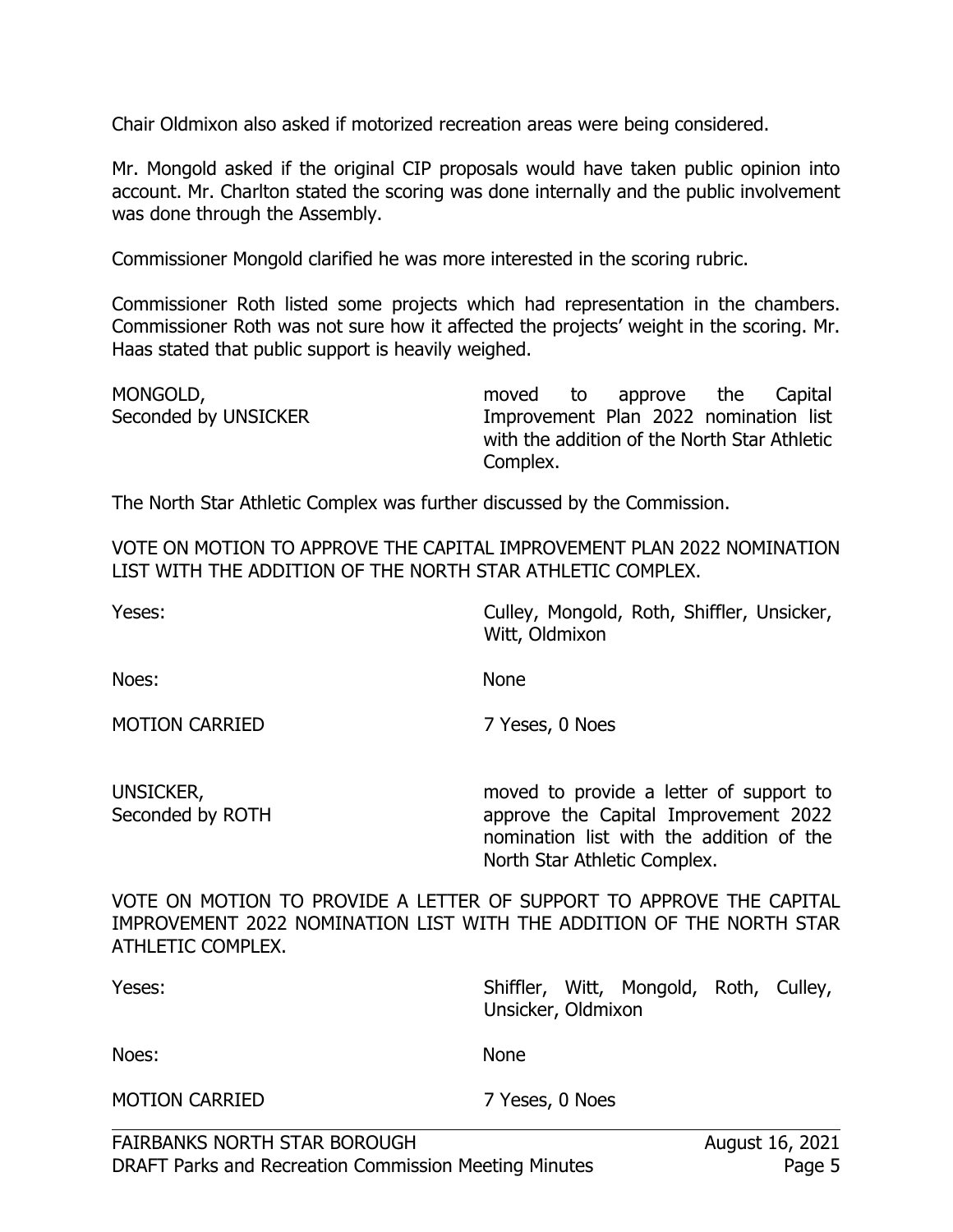Chair Oldmixon also asked if motorized recreation areas were being considered.

Mr. Mongold asked if the original CIP proposals would have taken public opinion into account. Mr. Charlton stated the scoring was done internally and the public involvement was done through the Assembly.

Commissioner Mongold clarified he was more interested in the scoring rubric.

Commissioner Roth listed some projects which had representation in the chambers. Commissioner Roth was not sure how it affected the projects' weight in the scoring. Mr. Haas stated that public support is heavily weighed.

| | |
|---|---|
| MONGOLD,<br>Seconded by UNSICKER | moved to approve the Capital Improvement Plan 2022 nomination list with the addition of the North Star Athletic Complex. |

The North Star Athletic Complex was further discussed by the Commission.

VOTE ON MOTION TO APPROVE THE CAPITAL IMPROVEMENT PLAN 2022 NOMINATION LIST WITH THE ADDITION OF THE NORTH STAR ATHLETIC COMPLEX.

| | |
|---|---|
| Yeses: | Culley, Mongold, Roth, Shiffler, Unsicker, Witt, Oldmixon |
| Noes: | None |
| MOTION CARRIED | 7 Yeses, 0 Noes |

| | |
|---|---|
| UNSICKER,<br>Seconded by ROTH | moved to provide a letter of support to approve the Capital Improvement 2022 nomination list with the addition of the North Star Athletic Complex. |

VOTE ON MOTION TO PROVIDE A LETTER OF SUPPORT TO APPROVE THE CAPITAL IMPROVEMENT 2022 NOMINATION LIST WITH THE ADDITION OF THE NORTH STAR ATHLETIC COMPLEX.

| | |
|---|---|
| Yeses: | Shiffler, Witt, Mongold, Roth, Culley, Unsicker, Oldmixon |
| Noes: | None |
| MOTION CARRIED | 7 Yeses, 0 Noes |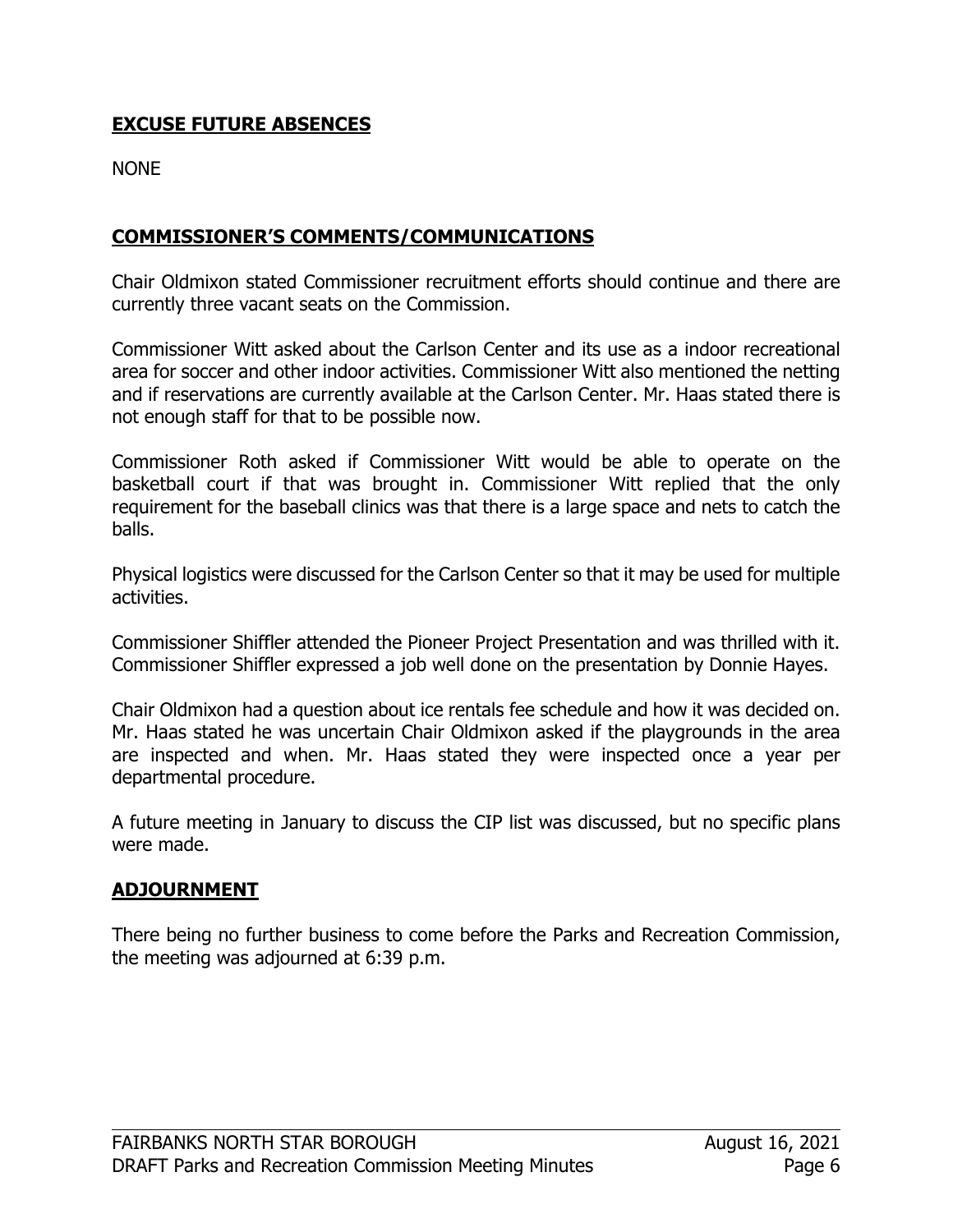## **EXCUSE FUTURE ABSENCES**

NONE

## **COMMISSIONER'S COMMENTS/COMMUNICATIONS**

Chair Oldmixon stated Commissioner recruitment efforts should continue and there are currently three vacant seats on the Commission.

Commissioner Witt asked about the Carlson Center and its use as a indoor recreational area for soccer and other indoor activities. Commissioner Witt also mentioned the netting and if reservations are currently available at the Carlson Center. Mr. Haas stated there is not enough staff for that to be possible now.

Commissioner Roth asked if Commissioner Witt would be able to operate on the basketball court if that was brought in. Commissioner Witt replied that the only requirement for the baseball clinics was that there is a large space and nets to catch the balls.

Physical logistics were discussed for the Carlson Center so that it may be used for multiple activities.

Commissioner Shiffler attended the Pioneer Project Presentation and was thrilled with it. Commissioner Shiffler expressed a job well done on the presentation by Donnie Hayes.

Chair Oldmixon had a question about ice rentals fee schedule and how it was decided on. Mr. Haas stated he was uncertain Chair Oldmixon asked if the playgrounds in the area are inspected and when. Mr. Haas stated they were inspected once a year per departmental procedure.

A future meeting in January to discuss the CIP list was discussed, but no specific plans were made.

## **ADJOURNMENT**

There being no further business to come before the Parks and Recreation Commission, the meeting was adjourned at 6:39 p.m.